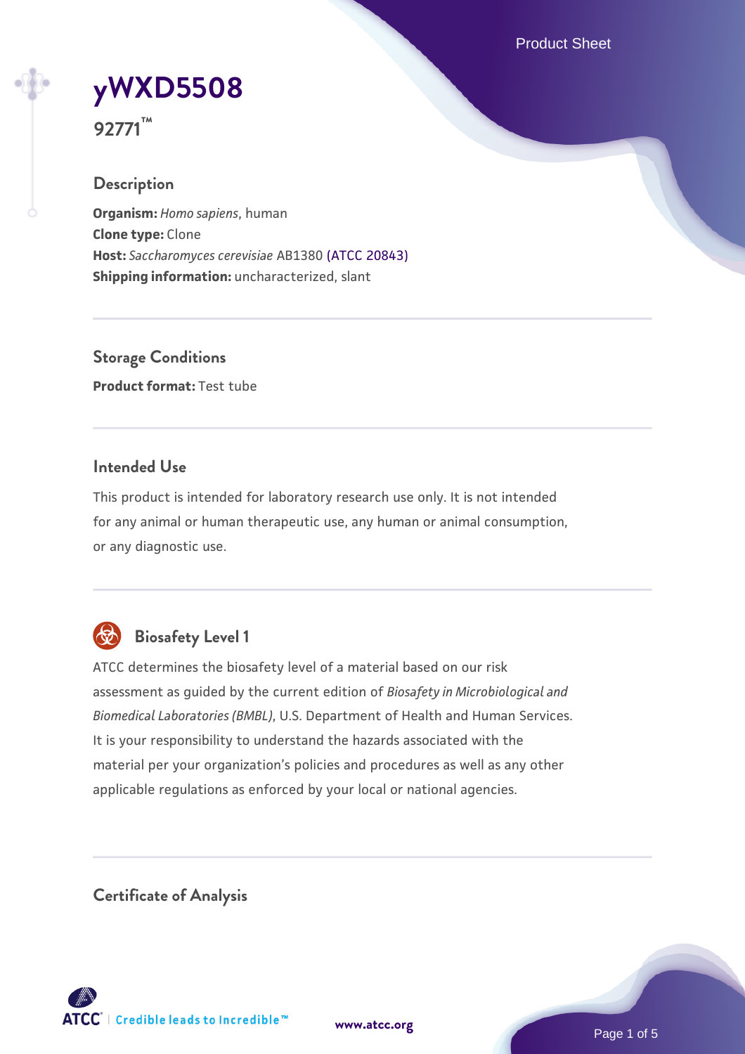# yWXD5508

**92771™**

## Description

**Organism:** *Homo sapiens*, human
**Clone type:** Clone
**Host:** *Saccharomyces cerevisiae* AB1380 (ATCC 20843)
**Shipping information:** uncharacterized, slant

## Storage Conditions

**Product format:** Test tube

## Intended Use

This product is intended for laboratory research use only. It is not intended for any animal or human therapeutic use, any human or animal consumption, or any diagnostic use.

## Biosafety Level 1

ATCC determines the biosafety level of a material based on our risk assessment as guided by the current edition of *Biosafety in Microbiological and Biomedical Laboratories (BMBL)*, U.S. Department of Health and Human Services. It is your responsibility to understand the hazards associated with the material per your organization's policies and procedures as well as any other applicable regulations as enforced by your local or national agencies.

## Certificate of Analysis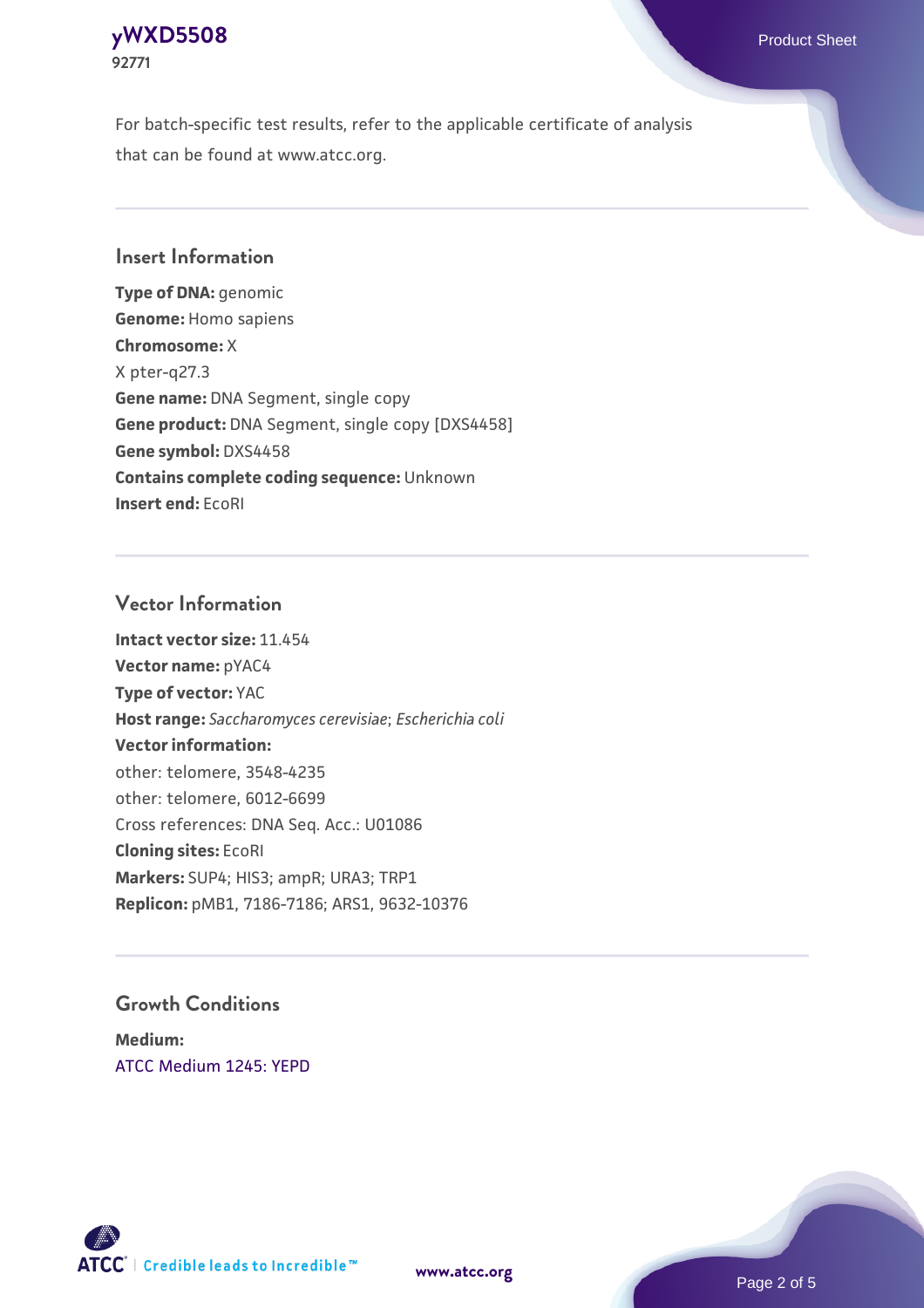For batch-specific test results, refer to the applicable certificate of analysis that can be found at www.atcc.org.

## Insert Information

**Type of DNA:** genomic
**Genome:** Homo sapiens
**Chromosome:** X
X pter-q27.3
**Gene name:** DNA Segment, single copy
**Gene product:** DNA Segment, single copy [DXS4458]
**Gene symbol:** DXS4458
**Contains complete coding sequence:** Unknown
**Insert end:** EcoRI

## Vector Information

**Intact vector size:** 11.454
**Vector name:** pYAC4
**Type of vector:** YAC
**Host range:** *Saccharomyces cerevisiae*; *Escherichia coli*
**Vector information:**
other: telomere, 3548-4235
other: telomere, 6012-6699
Cross references: DNA Seq. Acc.: U01086
**Cloning sites:** EcoRI
**Markers:** SUP4; HIS3; ampR; URA3; TRP1
**Replicon:** pMB1, 7186-7186; ARS1, 9632-10376

## Growth Conditions

**Medium:**
ATCC Medium 1245: YEPD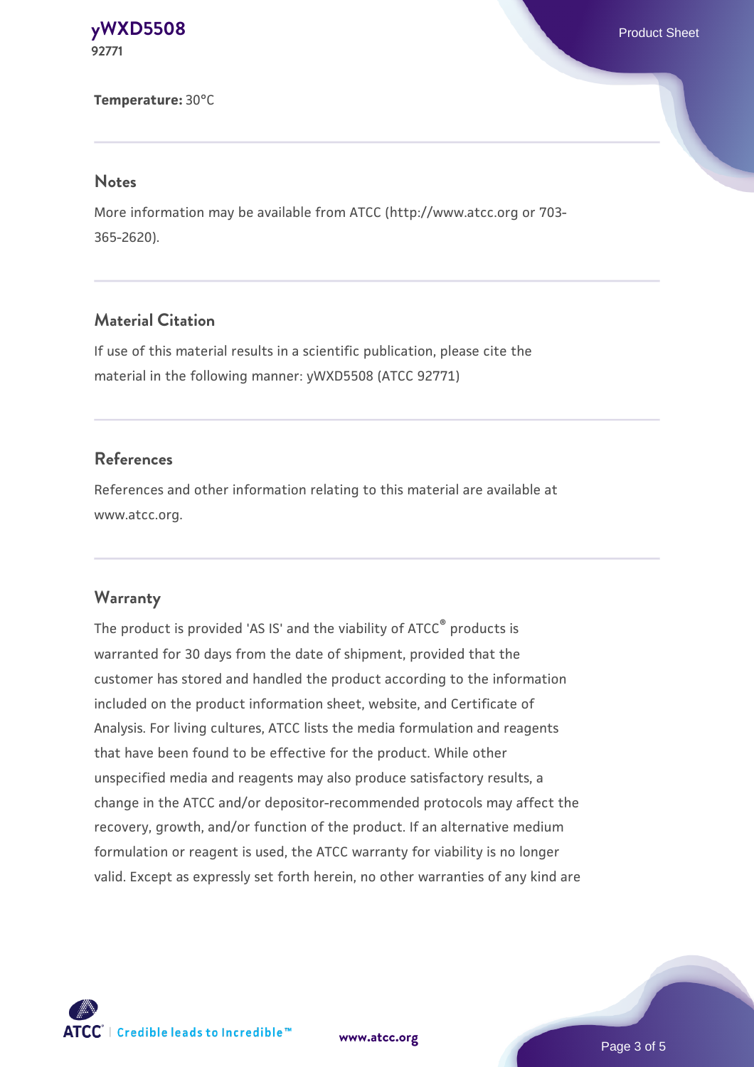**Temperature:** 30°C

## Notes

More information may be available from ATCC (http://www.atcc.org or 703-365-2620).

## Material Citation

If use of this material results in a scientific publication, please cite the material in the following manner: yWXD5508 (ATCC 92771)

## References

References and other information relating to this material are available at www.atcc.org.

## Warranty

The product is provided 'AS IS' and the viability of ATCC® products is warranted for 30 days from the date of shipment, provided that the customer has stored and handled the product according to the information included on the product information sheet, website, and Certificate of Analysis. For living cultures, ATCC lists the media formulation and reagents that have been found to be effective for the product. While other unspecified media and reagents may also produce satisfactory results, a change in the ATCC and/or depositor-recommended protocols may affect the recovery, growth, and/or function of the product. If an alternative medium formulation or reagent is used, the ATCC warranty for viability is no longer valid. Except as expressly set forth herein, no other warranties of any kind are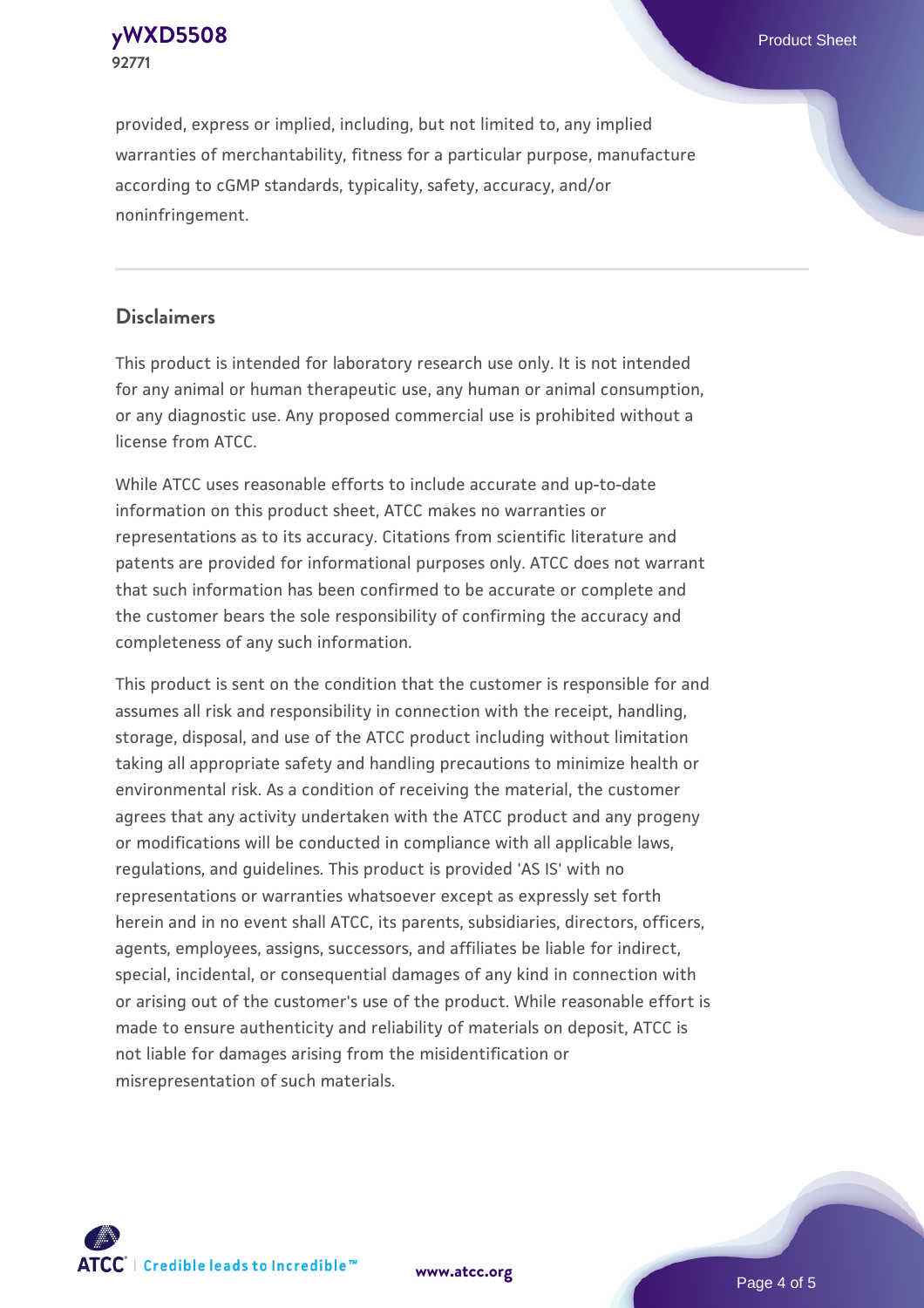provided, express or implied, including, but not limited to, any implied warranties of merchantability, fitness for a particular purpose, manufacture according to cGMP standards, typicality, safety, accuracy, and/or noninfringement.

## Disclaimers

This product is intended for laboratory research use only. It is not intended for any animal or human therapeutic use, any human or animal consumption, or any diagnostic use. Any proposed commercial use is prohibited without a license from ATCC.

While ATCC uses reasonable efforts to include accurate and up-to-date information on this product sheet, ATCC makes no warranties or representations as to its accuracy. Citations from scientific literature and patents are provided for informational purposes only. ATCC does not warrant that such information has been confirmed to be accurate or complete and the customer bears the sole responsibility of confirming the accuracy and completeness of any such information.

This product is sent on the condition that the customer is responsible for and assumes all risk and responsibility in connection with the receipt, handling, storage, disposal, and use of the ATCC product including without limitation taking all appropriate safety and handling precautions to minimize health or environmental risk. As a condition of receiving the material, the customer agrees that any activity undertaken with the ATCC product and any progeny or modifications will be conducted in compliance with all applicable laws, regulations, and guidelines. This product is provided 'AS IS' with no representations or warranties whatsoever except as expressly set forth herein and in no event shall ATCC, its parents, subsidiaries, directors, officers, agents, employees, assigns, successors, and affiliates be liable for indirect, special, incidental, or consequential damages of any kind in connection with or arising out of the customer's use of the product. While reasonable effort is made to ensure authenticity and reliability of materials on deposit, ATCC is not liable for damages arising from the misidentification or misrepresentation of such materials.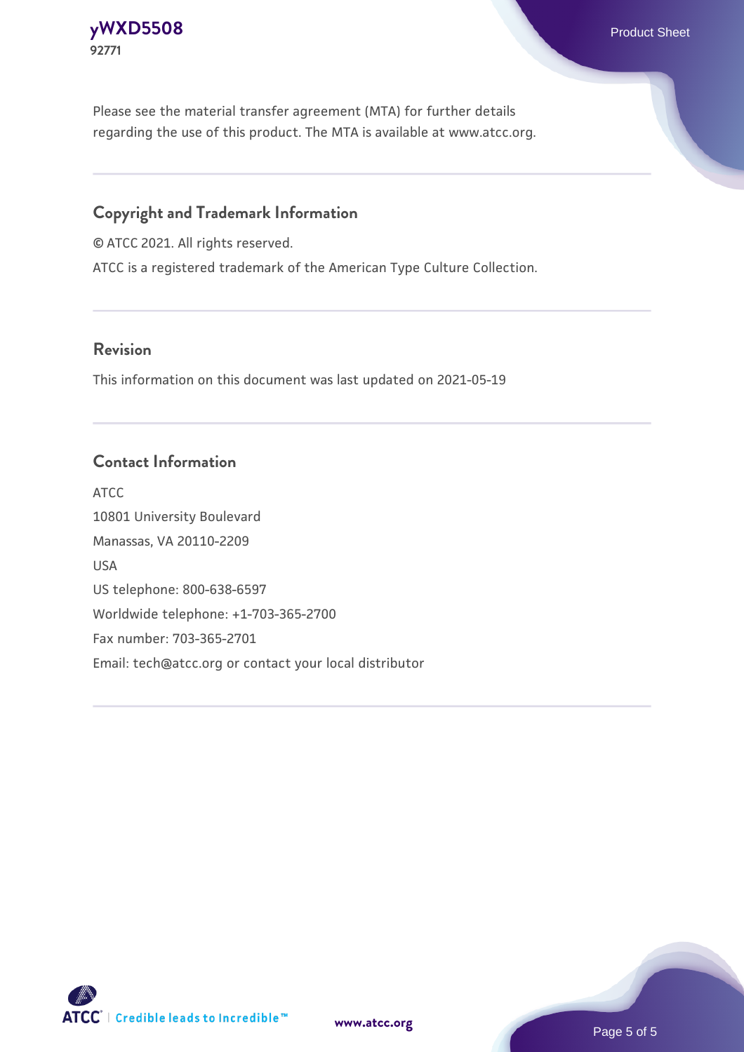Please see the material transfer agreement (MTA) for further details regarding the use of this product. The MTA is available at www.atcc.org.

## Copyright and Trademark Information

© ATCC 2021. All rights reserved.

ATCC is a registered trademark of the American Type Culture Collection.

## Revision

This information on this document was last updated on 2021-05-19

## Contact Information

ATCC

10801 University Boulevard

Manassas, VA 20110-2209

USA

US telephone: 800-638-6597

Worldwide telephone: +1-703-365-2700

Fax number: 703-365-2701

Email: tech@atcc.org or contact your local distributor